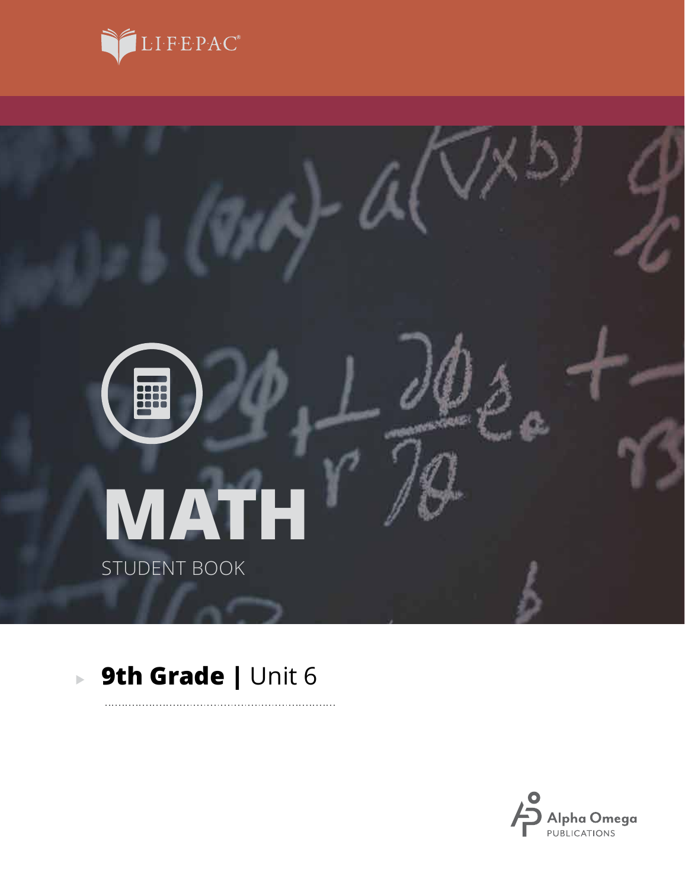LIFEPAC®

# MATH

STUDENT BOOK

## 9th Grade | Unit 6

Alpha Omega PUBLICATIONS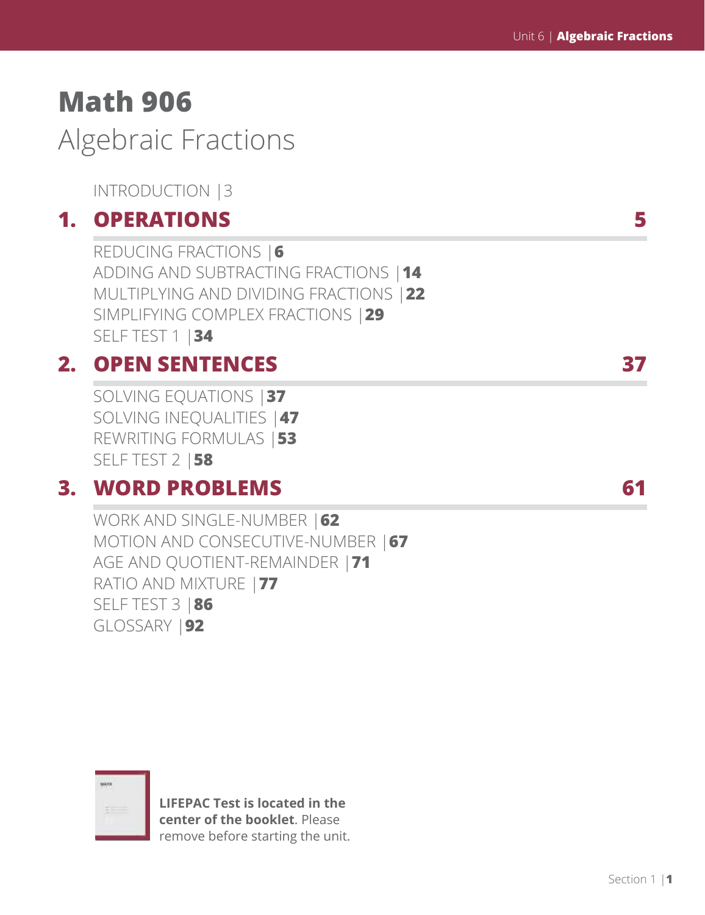# Math 906

## Algebraic Fractions

INTRODUCTION |3

## 1. OPERATIONS 5

REDUCING FRACTIONS |**6**
ADDING AND SUBTRACTING FRACTIONS |**14**
MULTIPLYING AND DIVIDING FRACTIONS |**22**
SIMPLIFYING COMPLEX FRACTIONS |**29**
SELF TEST 1 |**34**

## 2. OPEN SENTENCES 37

SOLVING EQUATIONS |**37**
SOLVING INEQUALITIES |**47**
REWRITING FORMULAS |**53**
SELF TEST 2 |**58**

## 3. WORD PROBLEMS 61

WORK AND SINGLE-NUMBER |**62**
MOTION AND CONSECUTIVE-NUMBER |**67**
AGE AND QUOTIENT-REMAINDER |**71**
RATIO AND MIXTURE |**77**
SELF TEST 3 |**86**
GLOSSARY |**92**

**LIFEPAC Test is located in the center of the booklet**. Please remove before starting the unit.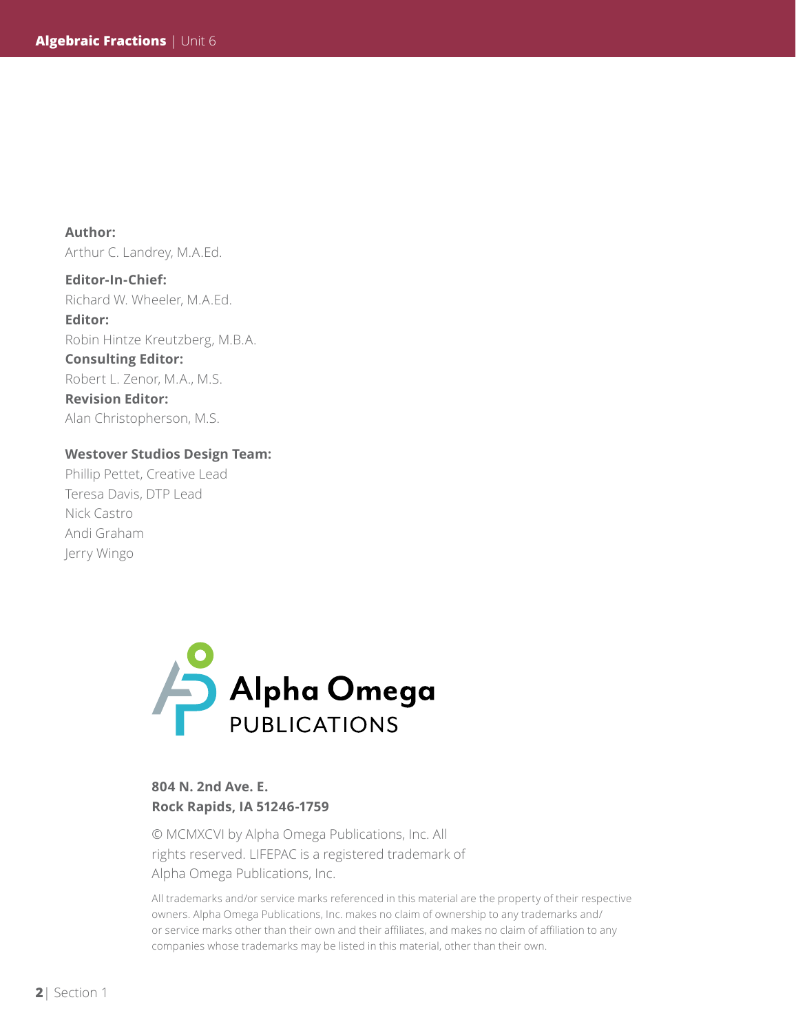**Author:**
Arthur C. Landrey, M.A.Ed.

**Editor-In-Chief:**
Richard W. Wheeler, M.A.Ed.

**Editor:**
Robin Hintze Kreutzberg, M.B.A.

**Consulting Editor:**
Robert L. Zenor, M.A., M.S.

**Revision Editor:**
Alan Christopherson, M.S.

**Westover Studios Design Team:**
Phillip Pettet, Creative Lead
Teresa Davis, DTP Lead
Nick Castro
Andi Graham
Jerry Wingo

Alpha Omega
PUBLICATIONS

**804 N. 2nd Ave. E.**
**Rock Rapids, IA 51246-1759**

© MCMXCVI by Alpha Omega Publications, Inc. All rights reserved. LIFEPAC is a registered trademark of Alpha Omega Publications, Inc.

All trademarks and/or service marks referenced in this material are the property of their respective owners. Alpha Omega Publications, Inc. makes no claim of ownership to any trademarks and/or service marks other than their own and their affiliates, and makes no claim of affiliation to any companies whose trademarks may be listed in this material, other than their own.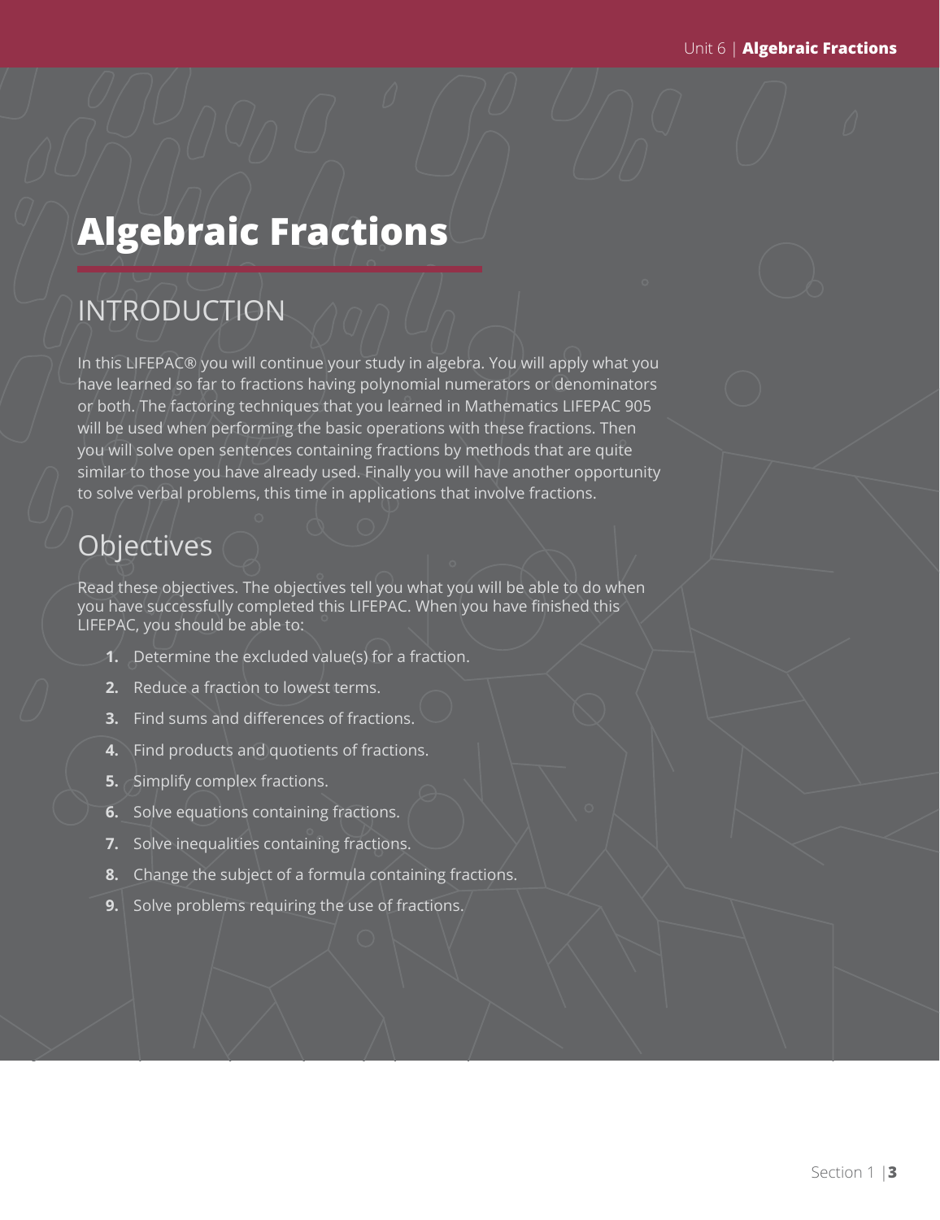# Algebraic Fractions

## INTRODUCTION

In this LIFEPAC® you will continue your study in algebra. You will apply what you have learned so far to fractions having polynomial numerators or denominators or both. The factoring techniques that you learned in Mathematics LIFEPAC 905 will be used when performing the basic operations with these fractions. Then you will solve open sentences containing fractions by methods that are quite similar to those you have already used. Finally you will have another opportunity to solve verbal problems, this time in applications that involve fractions.

## Objectives

Read these objectives. The objectives tell you what you will be able to do when you have successfully completed this LIFEPAC. When you have finished this LIFEPAC, you should be able to:

1. Determine the excluded value(s) for a fraction.
2. Reduce a fraction to lowest terms.
3. Find sums and differences of fractions.
4. Find products and quotients of fractions.
5. Simplify complex fractions.
6. Solve equations containing fractions.
7. Solve inequalities containing fractions.
8. Change the subject of a formula containing fractions.
9. Solve problems requiring the use of fractions.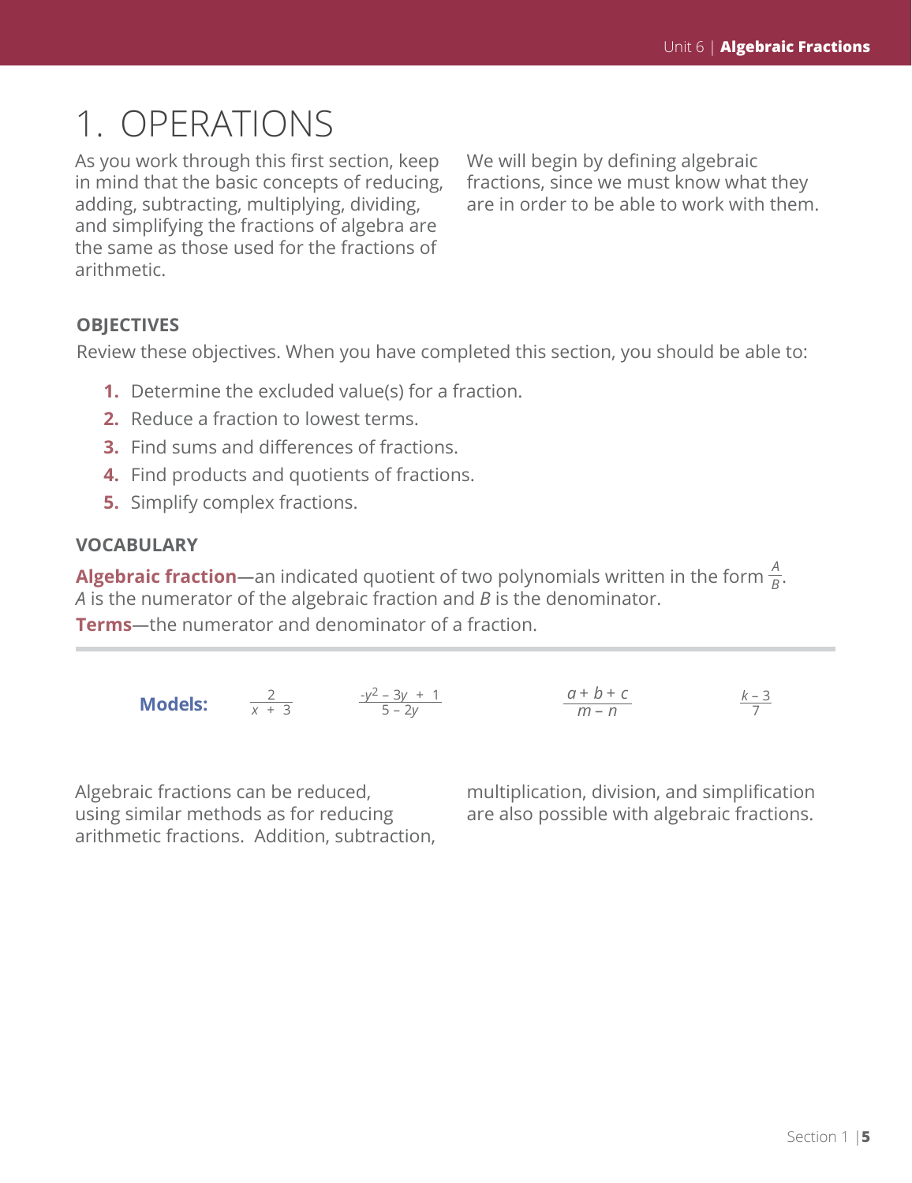# 1. OPERATIONS

As you work through this first section, keep in mind that the basic concepts of reducing, adding, subtracting, multiplying, dividing, and simplifying the fractions of algebra are the same as those used for the fractions of arithmetic.

We will begin by defining algebraic fractions, since we must know what they are in order to be able to work with them.

### OBJECTIVES

Review these objectives. When you have completed this section, you should be able to:

1. Determine the excluded value(s) for a fraction.
2. Reduce a fraction to lowest terms.
3. Find sums and differences of fractions.
4. Find products and quotients of fractions.
5. Simplify complex fractions.

### VOCABULARY

**Algebraic fraction**—an indicated quotient of two polynomials written in the form $\frac{A}{B}$. *A* is the numerator of the algebraic fraction and *B* is the denominator.

**Terms**—the numerator and denominator of a fraction.

---

**Models:** $\frac{2}{x + 3}$ $\quad \frac{-y^2 - 3y + 1}{5 - 2y}$ $\quad \frac{a + b + c}{m - n}$ $\quad \frac{k - 3}{7}$

Algebraic fractions can be reduced, using similar methods as for reducing arithmetic fractions. Addition, subtraction, multiplication, division, and simplification are also possible with algebraic fractions.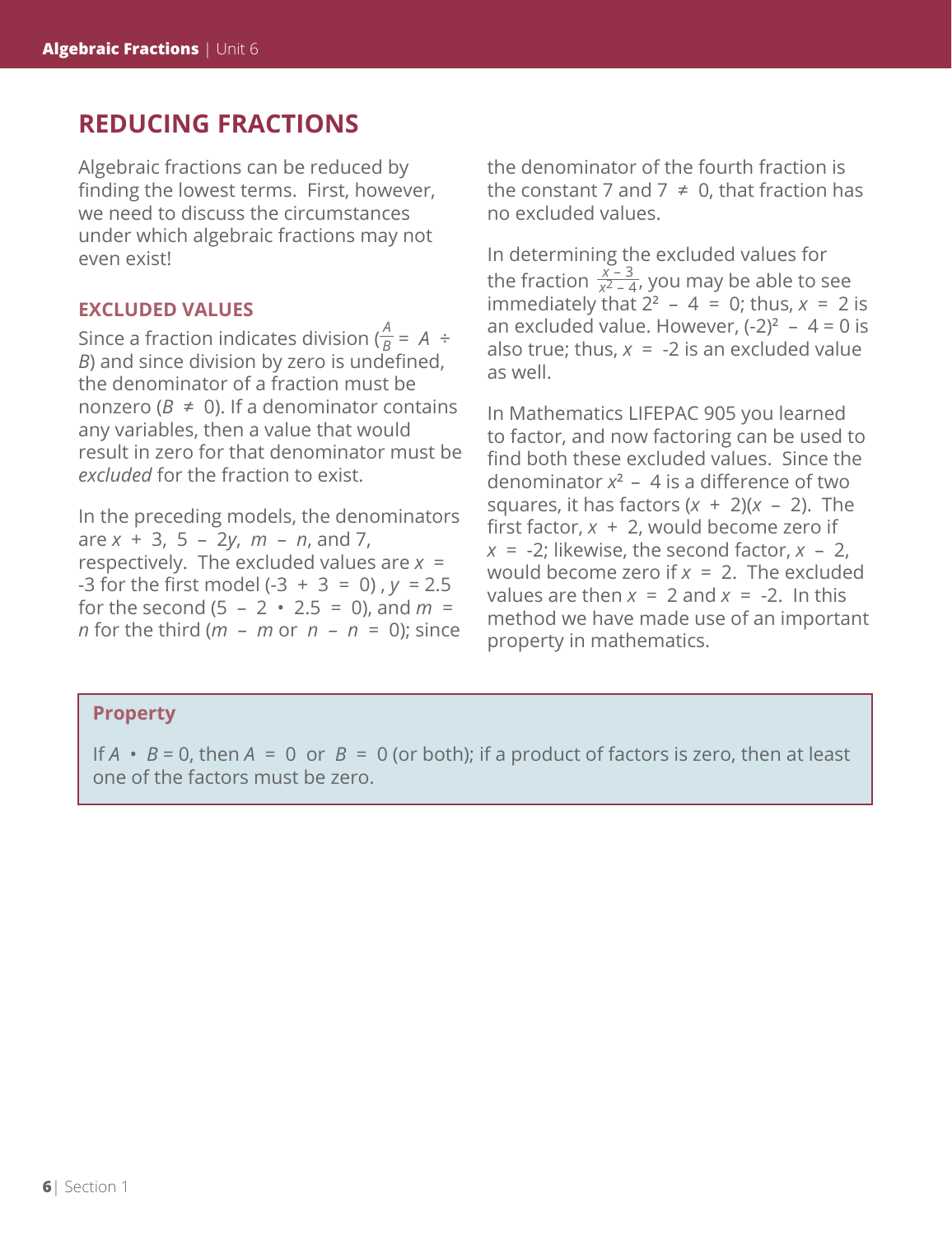## REDUCING FRACTIONS

Algebraic fractions can be reduced by finding the lowest terms. First, however, we need to discuss the circumstances under which algebraic fractions may not even exist!

### EXCLUDED VALUES

Since a fraction indicates division ($\frac{A}{B} = A \div B$) and since division by zero is undefined, the denominator of a fraction must be nonzero ($B \neq 0$). If a denominator contains any variables, then a value that would result in zero for that denominator must be *excluded* for the fraction to exist.

In the preceding models, the denominators are $x + 3$, $5 - 2y$, $m - n$, and 7, respectively. The excluded values are $x = -3$ for the first model ($-3 + 3 = 0$), $y = 2.5$ for the second ($5 - 2 \cdot 2.5 = 0$), and $m = n$ for the third ($m - m$ or $n - n = 0$); since the denominator of the fourth fraction is the constant 7 and $7 \neq 0$, that fraction has no excluded values.

In determining the excluded values for the fraction $\frac{x-3}{x^2-4}$, you may be able to see immediately that $2^2 - 4 = 0$; thus, $x = 2$ is an excluded value. However, $(-2)^2 - 4 = 0$ is also true; thus, $x = -2$ is an excluded value as well.

In Mathematics LIFEPAC 905 you learned to factor, and now factoring can be used to find both these excluded values. Since the denominator $x^2 - 4$ is a difference of two squares, it has factors $(x + 2)(x - 2)$. The first factor, $x + 2$, would become zero if $x = -2$; likewise, the second factor, $x - 2$, would become zero if $x = 2$. The excluded values are then $x = 2$ and $x = -2$. In this method we have made use of an important property in mathematics.

**Property**

If $A \cdot B = 0$, then $A = 0$ or $B = 0$ (or both); if a product of factors is zero, then at least one of the factors must be zero.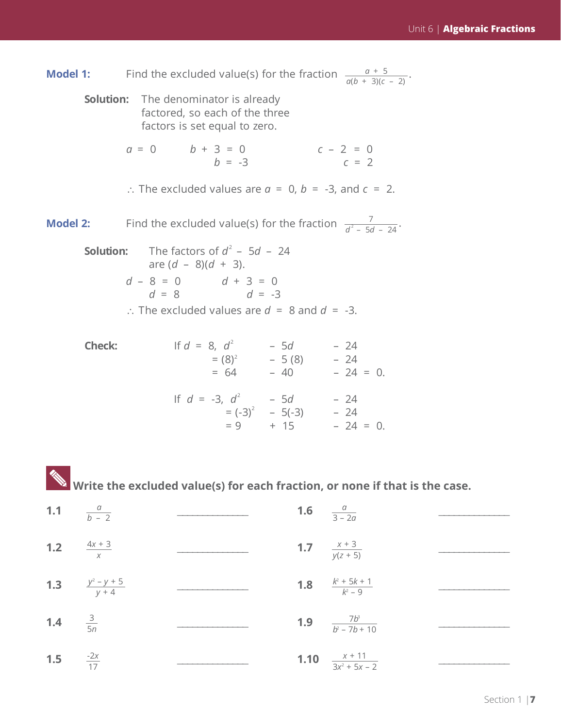**Model 1:** Find the excluded value(s) for the fraction $\frac{a + 5}{a(b + 3)(c - 2)}$.

**Solution:** The denominator is already factored, so each of the three factors is set equal to zero.

$a = 0$ $\qquad b + 3 = 0$ $\qquad c - 2 = 0$

$\qquad\qquad b = -3$ $\qquad\qquad c = 2$

$\therefore$ The excluded values are $a = 0$, $b = -3$, and $c = 2$.

**Model 2:** Find the excluded value(s) for the fraction $\frac{7}{d^2 - 5d - 24}$.

**Solution:** The factors of $d^2 - 5d - 24$ are $(d - 8)(d + 3)$.

$d - 8 = 0$ $\qquad d + 3 = 0$

$d = 8$ $\qquad d = -3$

$\therefore$ The excluded values are $d = 8$ and $d = -3$.

**Check:**

If $d = 8$, $d^2 - 5d - 24$
$= (8)^2 - 5(8) - 24$
$= 64 - 40 - 24 = 0$.

If $d = -3$, $d^2 - 5d - 24$
$= (-3)^2 - 5(-3) - 24$
$= 9 + 15 - 24 = 0$.

**Write the excluded value(s) for each fraction, or none if that is the case.**

**1.1** $\frac{a}{b - 2}$ \_\_\_\_\_\_\_\_\_\_\_\_\_\_\_\_

**1.2** $\frac{4x + 3}{x}$ \_\_\_\_\_\_\_\_\_\_\_\_\_\_\_\_

**1.3** $\frac{y^2 - y + 5}{y + 4}$ \_\_\_\_\_\_\_\_\_\_\_\_\_\_\_\_

**1.4** $\frac{3}{5n}$ \_\_\_\_\_\_\_\_\_\_\_\_\_\_\_\_

**1.5** $\frac{-2x}{17}$ \_\_\_\_\_\_\_\_\_\_\_\_\_\_\_\_

**1.6** $\frac{a}{3 - 2a}$ \_\_\_\_\_\_\_\_\_\_\_\_\_\_\_\_

**1.7** $\frac{x + 3}{y(z + 5)}$ \_\_\_\_\_\_\_\_\_\_\_\_\_\_\_\_

**1.8** $\frac{k^2 + 5k + 1}{k^2 - 9}$ \_\_\_\_\_\_\_\_\_\_\_\_\_\_\_\_

**1.9** $\frac{7b^3}{b^2 - 7b + 10}$ \_\_\_\_\_\_\_\_\_\_\_\_\_\_\_\_

**1.10** $\frac{x + 11}{3x^2 + 5x - 2}$ \_\_\_\_\_\_\_\_\_\_\_\_\_\_\_\_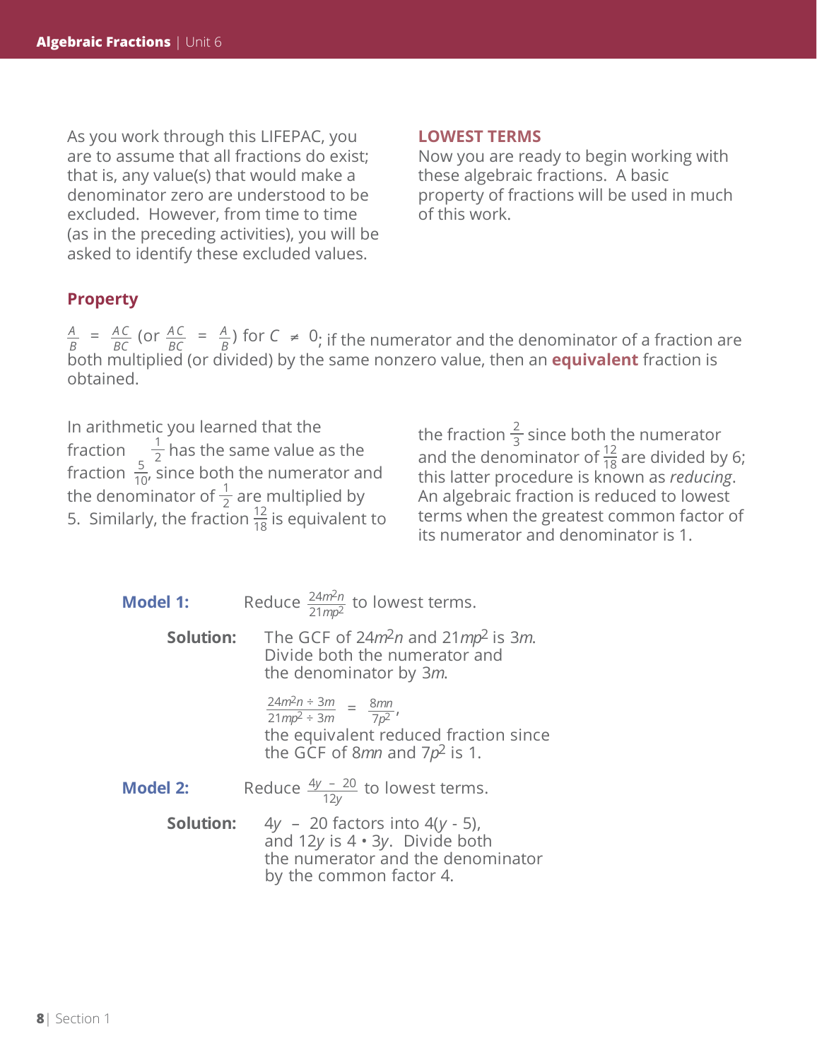As you work through this LIFEPAC, you are to assume that all fractions do exist; that is, any value(s) that would make a denominator zero are understood to be excluded. However, from time to time (as in the preceding activities), you will be asked to identify these excluded values.

## LOWEST TERMS

Now you are ready to begin working with these algebraic fractions. A basic property of fractions will be used in much of this work.

### Property

$\frac{A}{B} = \frac{AC}{BC}$ (or $\frac{AC}{BC} = \frac{A}{B}$) for $C \neq 0$; if the numerator and the denominator of a fraction are both multiplied (or divided) by the same nonzero value, then an **equivalent** fraction is obtained.

In arithmetic you learned that the fraction $\frac{1}{2}$ has the same value as the fraction $\frac{5}{10}$, since both the numerator and the denominator of $\frac{1}{2}$ are multiplied by 5. Similarly, the fraction $\frac{12}{18}$ is equivalent to the fraction $\frac{2}{3}$ since both the numerator and the denominator of $\frac{12}{18}$ are divided by 6; this latter procedure is known as *reducing*. An algebraic fraction is reduced to lowest terms when the greatest common factor of its numerator and denominator is 1.

**Model 1:** Reduce $\frac{24m^2n}{21mp^2}$ to lowest terms.

**Solution:** The GCF of $24m^2n$ and $21mp^2$ is $3m$. Divide both the numerator and the denominator by $3m$.

$$\frac{24m^2n \div 3m}{21mp^2 \div 3m} = \frac{8mn}{7p^2},$$

the equivalent reduced fraction since the GCF of $8mn$ and $7p^2$ is 1.

**Model 2:** Reduce $\frac{4y - 20}{12y}$ to lowest terms.

**Solution:** $4y - 20$ factors into $4(y - 5)$, and $12y$ is $4 \cdot 3y$. Divide both the numerator and the denominator by the common factor 4.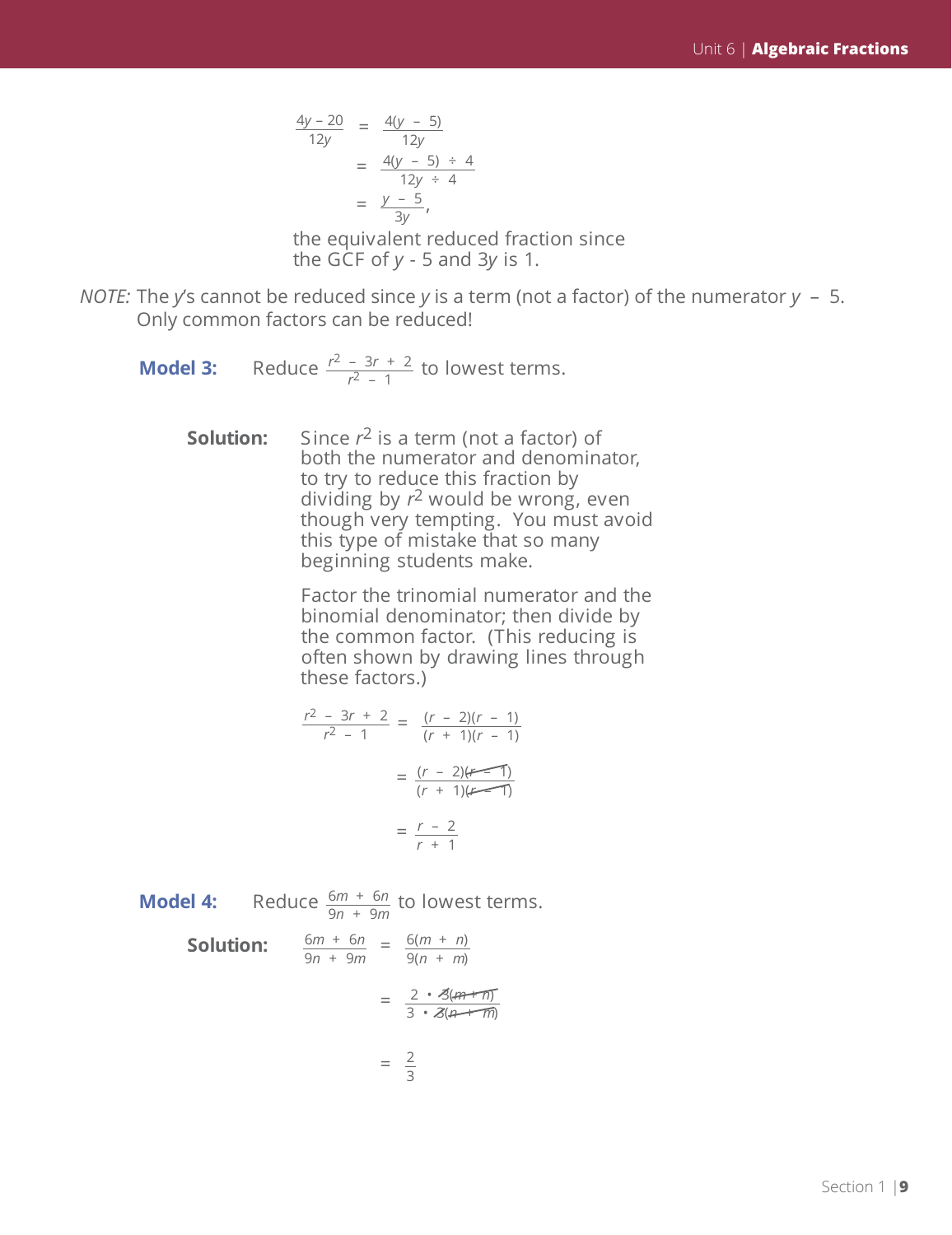$$\frac{4y - 20}{12y} = \frac{4(y - 5)}{12y}$$

$$= \frac{4(y - 5) \div 4}{12y \div 4}$$

$$= \frac{y - 5}{3y},$$

the equivalent reduced fraction since the GCF of $y$ - 5 and $3y$ is 1.

*NOTE:* The $y$'s cannot be reduced since $y$ is a term (not a factor) of the numerator $y - 5$. Only common factors can be reduced!

**Model 3:** Reduce $\frac{r^2 - 3r + 2}{r^2 - 1}$ to lowest terms.

**Solution:** Since $r^2$ is a term (not a factor) of both the numerator and denominator, to try to reduce this fraction by dividing by $r^2$ would be wrong, even though very tempting. You must avoid this type of mistake that so many beginning students make.

Factor the trinomial numerator and the binomial denominator; then divide by the common factor. (This reducing is often shown by drawing lines through these factors.)

$$\frac{r^2 - 3r + 2}{r^2 - 1} = \frac{(r - 2)(r - 1)}{(r + 1)(r - 1)}$$

$$= \frac{(r - 2)\cancel{(r - 1)}}{(r + 1)\cancel{(r - 1)}}$$

$$= \frac{r - 2}{r + 1}$$

**Model 4:** Reduce $\frac{6m + 6n}{9n + 9m}$ to lowest terms.

**Solution:**

$$\frac{6m + 6n}{9n + 9m} = \frac{6(m + n)}{9(n + m)}$$

$$= \frac{2 \cdot \cancel{3}\cancel{(m + n)}}{3 \cdot \cancel{3}\cancel{(n + m)}}$$

$$= \frac{2}{3}$$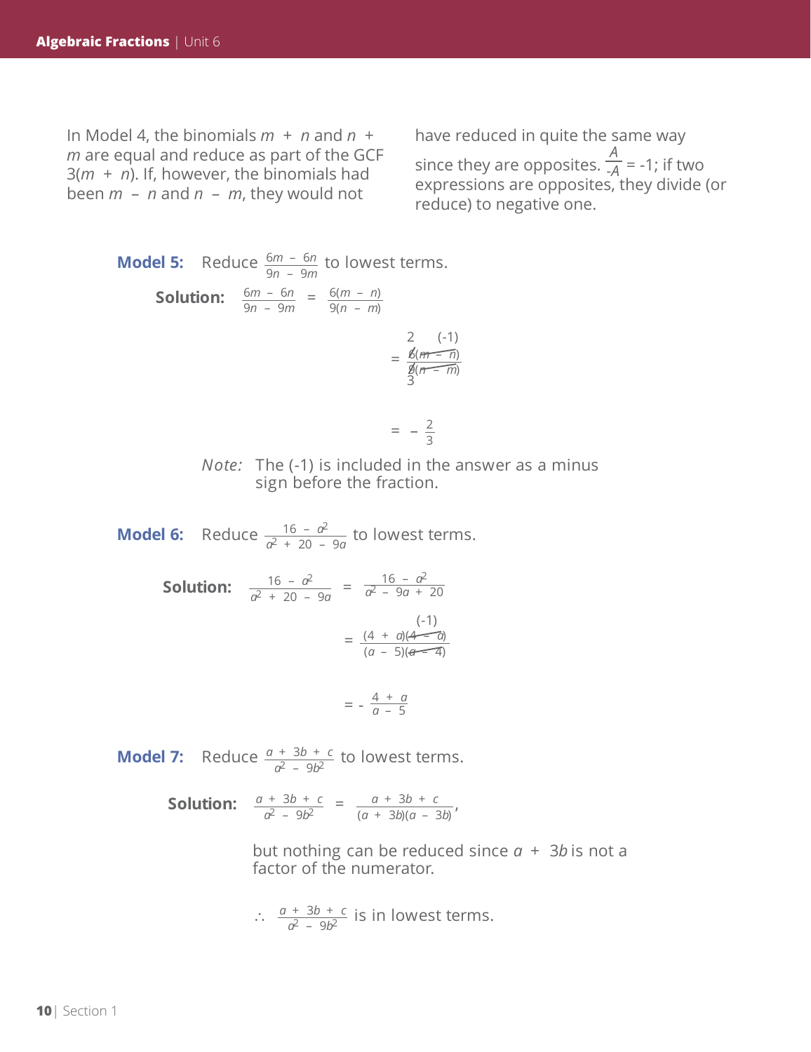In Model 4, the binomials $m + n$ and $n + m$ are equal and reduce as part of the GCF $3(m + n)$. If, however, the binomials had been $m - n$ and $n - m$, they would not have reduced in quite the same way since they are opposites. $\frac{A}{-A} = -1$; if two expressions are opposites, they divide (or reduce) to negative one.

**Model 5:** Reduce $\frac{6m - 6n}{9n - 9m}$ to lowest terms.

**Solution:**

$$\frac{6m - 6n}{9n - 9m} = \frac{6(m - n)}{9(n - m)}$$

$$= \frac{\overset{2}{\cancel{6}}\overset{(-1)}{\cancel{(m - n)}}}{\underset{3}{\cancel{9}}\cancel{(n - m)}}$$

$$= -\frac{2}{3}$$

*Note:* The (-1) is included in the answer as a minus sign before the fraction.

**Model 6:** Reduce $\frac{16 - a^2}{a^2 + 20 - 9a}$ to lowest terms.

**Solution:**

$$\frac{16 - a^2}{a^2 + 20 - 9a} = \frac{16 - a^2}{a^2 - 9a + 20}$$

$$= \frac{(4 + a)\overset{(-1)}{\cancel{(4 - a)}}}{(a - 5)\cancel{(a - 4)}}$$

$$= -\frac{4 + a}{a - 5}$$

**Model 7:** Reduce $\frac{a + 3b + c}{a^2 - 9b^2}$ to lowest terms.

**Solution:**

$$\frac{a + 3b + c}{a^2 - 9b^2} = \frac{a + 3b + c}{(a + 3b)(a - 3b)},$$

but nothing can be reduced since $a + 3b$ is not a factor of the numerator.

$\therefore$ $\frac{a + 3b + c}{a^2 - 9b^2}$ is in lowest terms.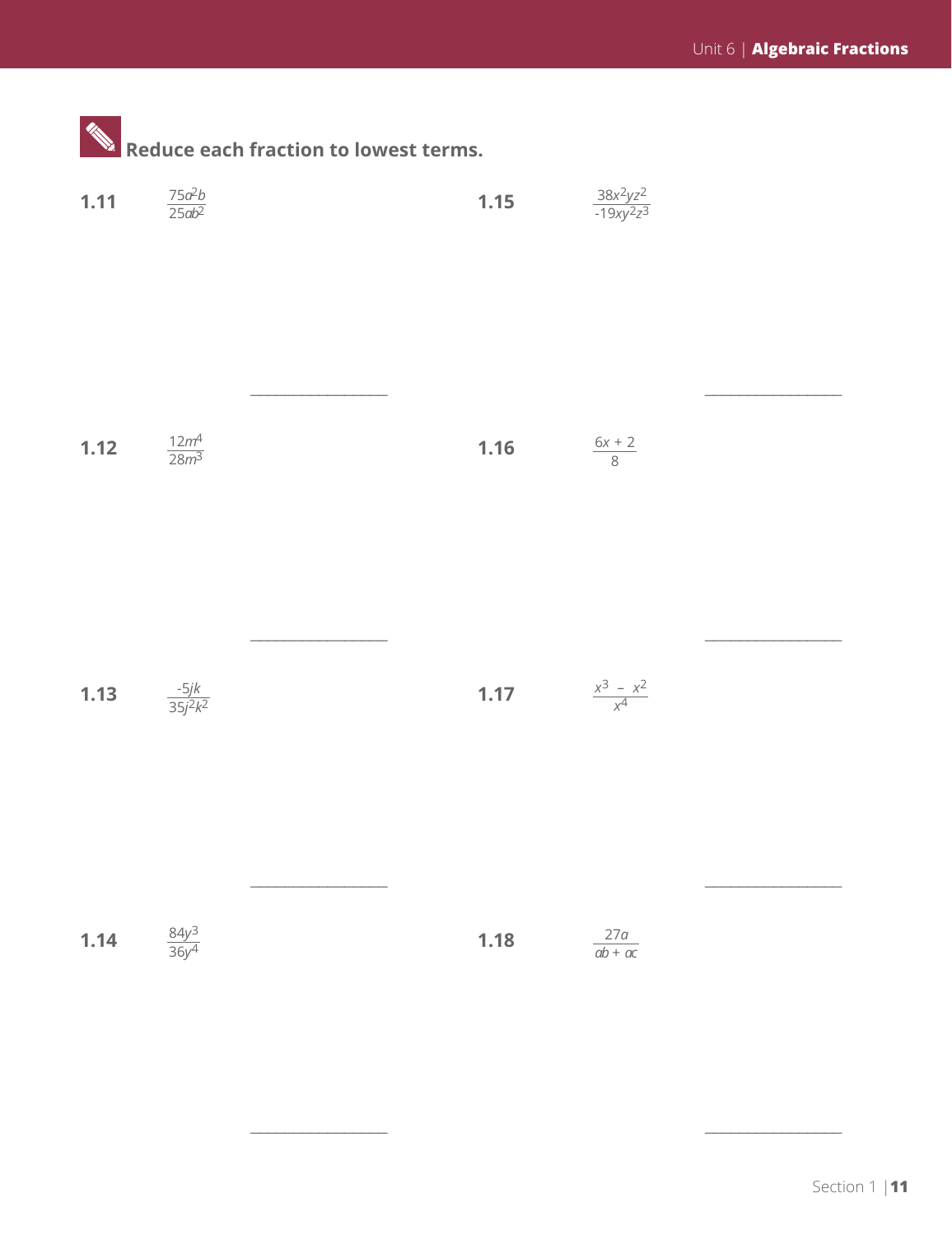**Reduce each fraction to lowest terms.**

**1.11** $\frac{75a^2b}{25ab^2}$ ______________

**1.12** $\frac{12m^4}{28m^3}$ ______________

**1.13** $\frac{-5jk}{35j^2k^2}$ ______________

**1.14** $\frac{84y^3}{36y^4}$ ______________

**1.15** $\frac{38x^2yz^2}{-19xy^2z^3}$ ______________

**1.16** $\frac{6x + 2}{8}$ ______________

**1.17** $\frac{x^3 - x^2}{x^4}$ ______________

**1.18** $\frac{27a}{ab + ac}$ ______________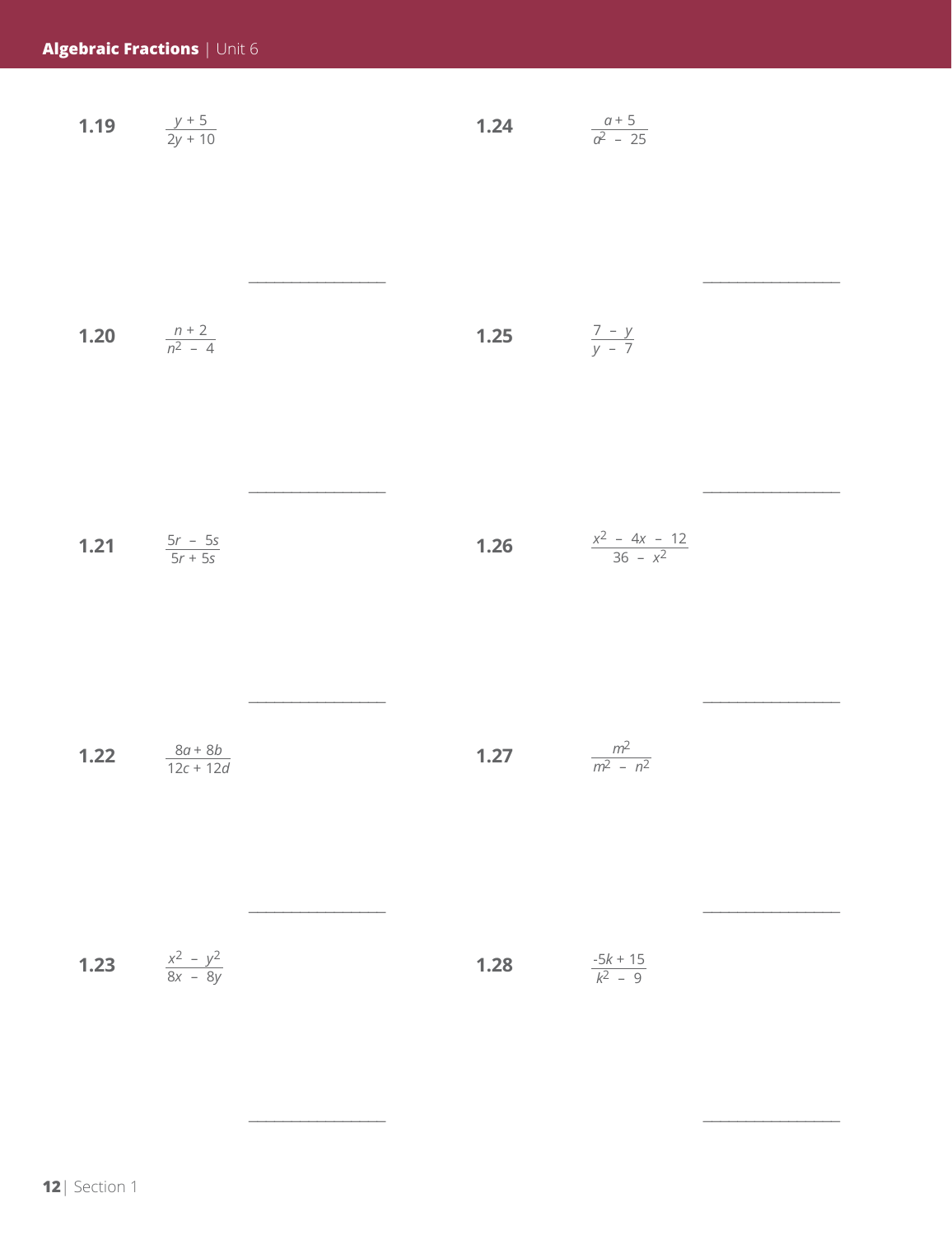1.19 $\frac{y + 5}{2y + 10}$ \_\_\_\_\_\_\_\_\_\_\_\_\_\_\_\_

1.20 $\frac{n + 2}{n^2 - 4}$ \_\_\_\_\_\_\_\_\_\_\_\_\_\_\_\_

1.21 $\frac{5r - 5s}{5r + 5s}$ \_\_\_\_\_\_\_\_\_\_\_\_\_\_\_\_

1.22 $\frac{8a + 8b}{12c + 12d}$ \_\_\_\_\_\_\_\_\_\_\_\_\_\_\_\_

1.23 $\frac{x^2 - y^2}{8x - 8y}$ \_\_\_\_\_\_\_\_\_\_\_\_\_\_\_\_

1.24 $\frac{a + 5}{a^2 - 25}$ \_\_\_\_\_\_\_\_\_\_\_\_\_\_\_\_

1.25 $\frac{7 - y}{y - 7}$ \_\_\_\_\_\_\_\_\_\_\_\_\_\_\_\_

1.26 $\frac{x^2 - 4x - 12}{36 - x^2}$ \_\_\_\_\_\_\_\_\_\_\_\_\_\_\_\_

1.27 $\frac{m^2}{m^2 - n^2}$ \_\_\_\_\_\_\_\_\_\_\_\_\_\_\_\_

1.28 $\frac{-5k + 15}{k^2 - 9}$ \_\_\_\_\_\_\_\_\_\_\_\_\_\_\_\_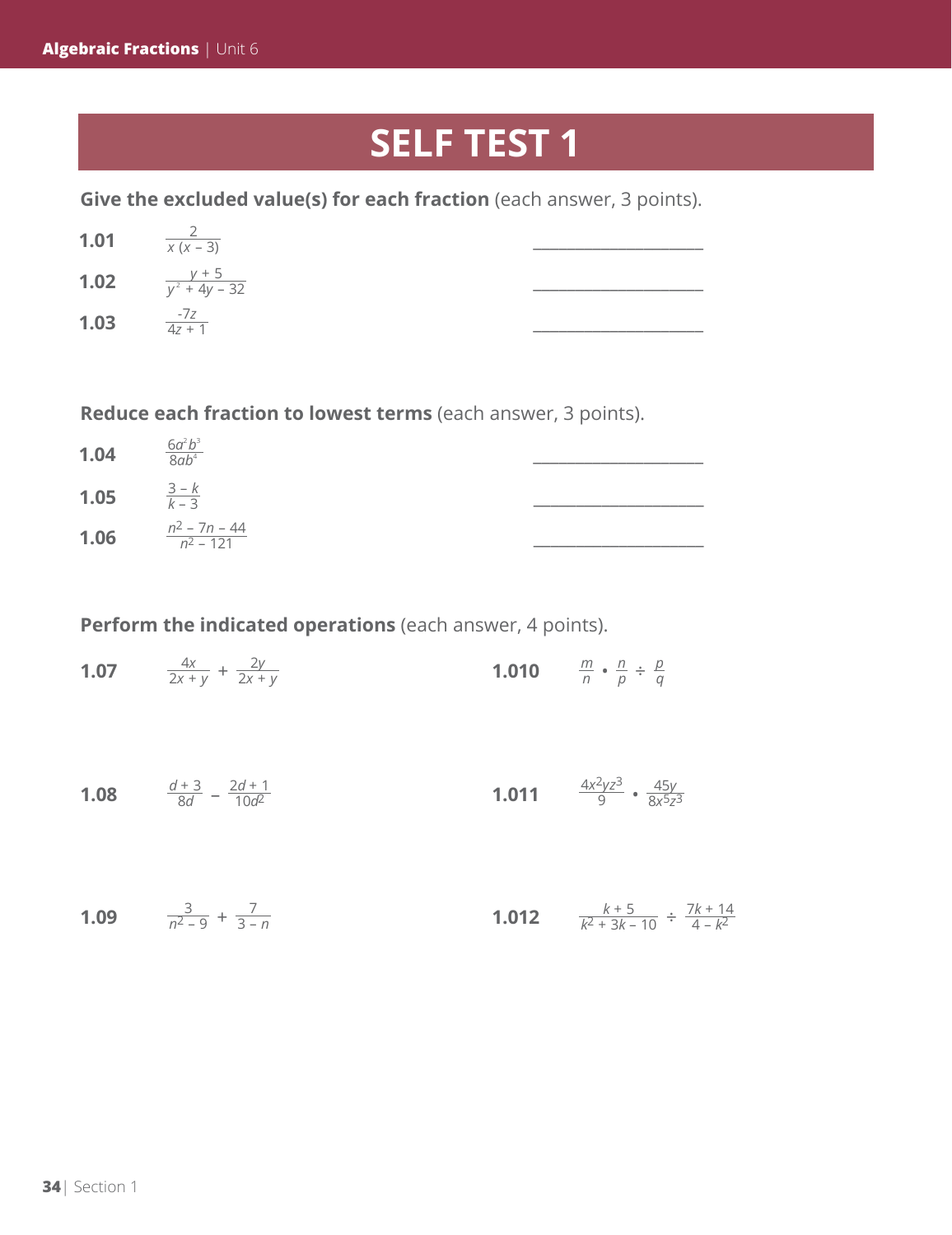# SELF TEST 1

**Give the excluded value(s) for each fraction** (each answer, 3 points).

**1.01** $\frac{2}{x(x-3)}$ \_\_\_\_\_\_\_\_\_\_\_\_\_\_\_\_\_\_\_\_

**1.02** $\frac{y+5}{y^2+4y-32}$ \_\_\_\_\_\_\_\_\_\_\_\_\_\_\_\_\_\_\_\_

**1.03** $\frac{-7z}{4z+1}$ \_\_\_\_\_\_\_\_\_\_\_\_\_\_\_\_\_\_\_\_

**Reduce each fraction to lowest terms** (each answer, 3 points).

**1.04** $\frac{6a^2b^3}{8ab^4}$ \_\_\_\_\_\_\_\_\_\_\_\_\_\_\_\_\_\_\_\_

**1.05** $\frac{3-k}{k-3}$ \_\_\_\_\_\_\_\_\_\_\_\_\_\_\_\_\_\_\_\_

**1.06** $\frac{n^2-7n-44}{n^2-121}$ \_\_\_\_\_\_\_\_\_\_\_\_\_\_\_\_\_\_\_\_

**Perform the indicated operations** (each answer, 4 points).

**1.07** $\frac{4x}{2x+y} + \frac{2y}{2x+y}$

**1.08** $\frac{d+3}{8d} - \frac{2d+1}{10d^2}$

**1.09** $\frac{3}{n^2-9} + \frac{7}{3-n}$

**1.010** $\frac{m}{n} \bullet \frac{n}{p} \div \frac{p}{q}$

**1.011** $\frac{4x^2yz^3}{9} \bullet \frac{45y}{8x^5z^3}$

**1.012** $\frac{k+5}{k^2+3k-10} \div \frac{7k+14}{4-k^2}$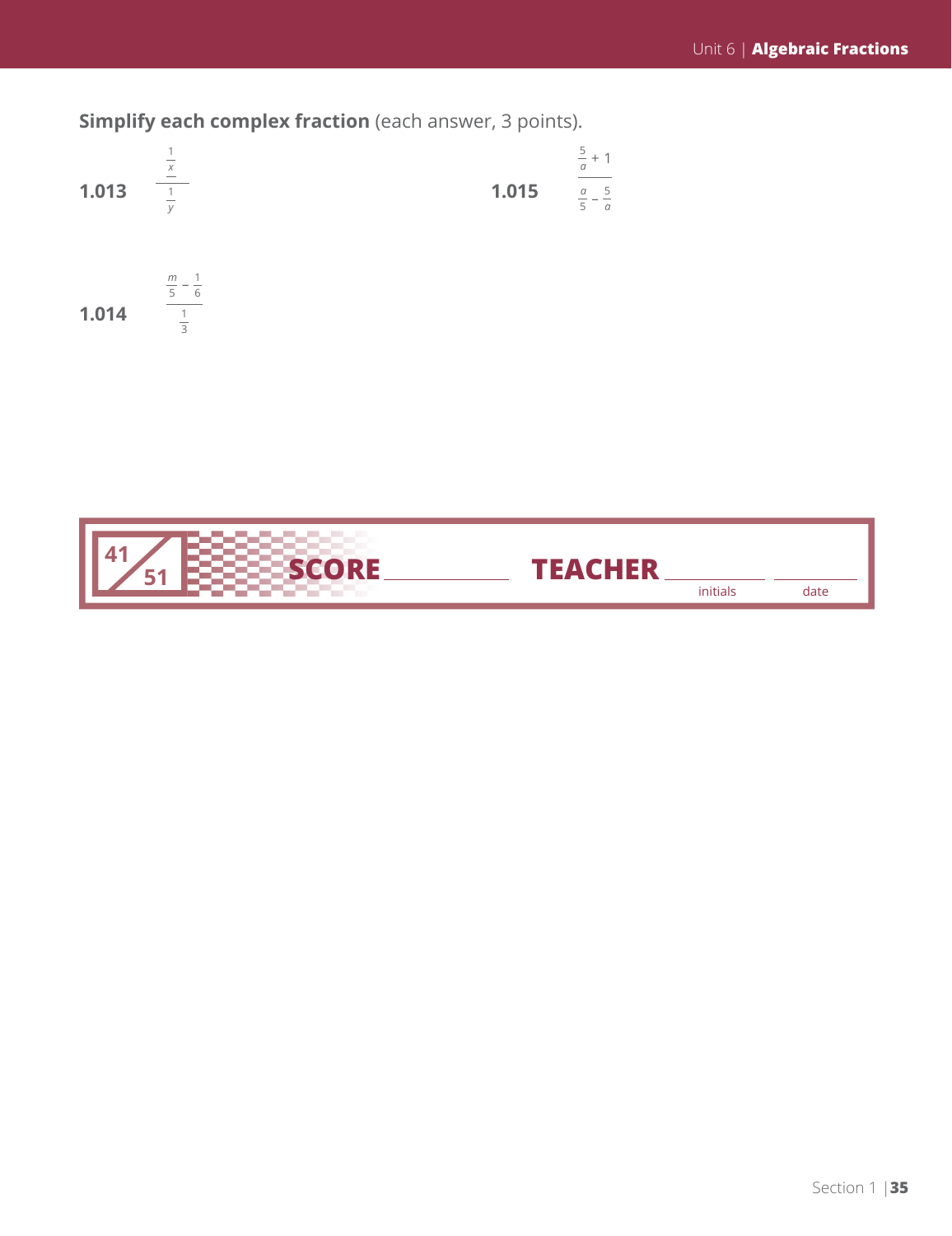**Simplify each complex fraction** (each answer, 3 points).

**1.013** $\dfrac{\frac{1}{x}}{\frac{1}{y}}$

**1.014** $\dfrac{\frac{m}{5} - \frac{1}{6}}{\frac{1}{3}}$

**1.015** $\dfrac{\frac{5}{a} + 1}{\frac{a}{5} - \frac{5}{a}}$

| 41/51 | **SCORE** ________ | **TEACHER** ________ initials | ________ date |
|---|---|---|---|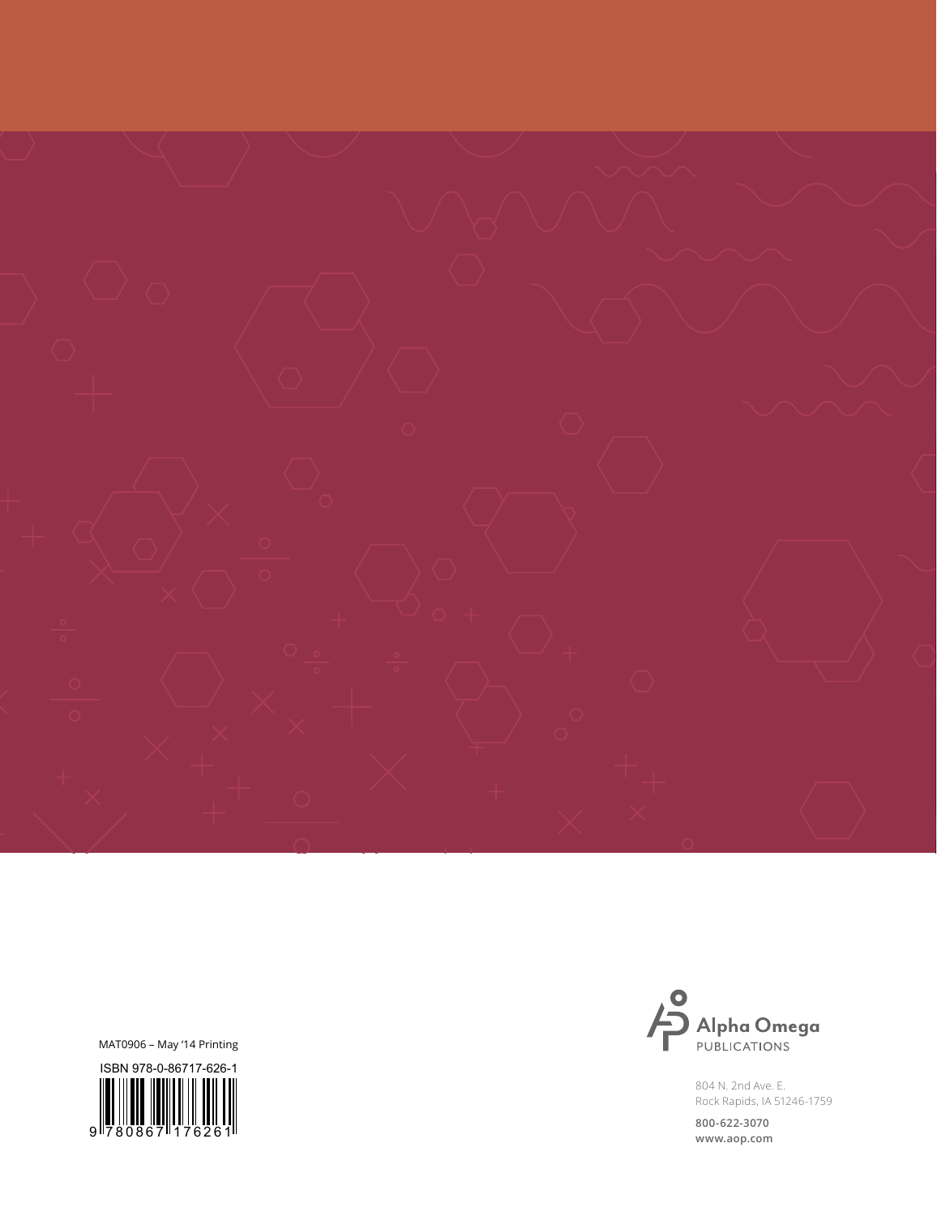MAT0906 – May '14 Printing

ISBN 978-0-86717-626-1

9 780867 176261

Alpha Omega
PUBLICATIONS

804 N. 2nd Ave. E.
Rock Rapids, IA 51246-1759

**800-622-3070**
**www.aop.com**